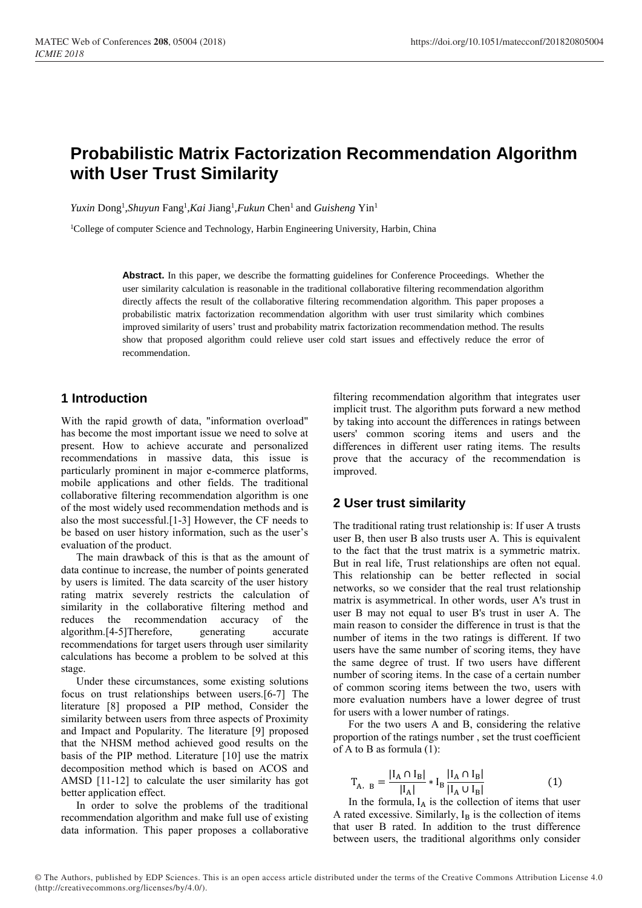# Probabilistic Matrix Factorization Recommendation Algorithm with User Trust Similarity

*Yuxin* Dong[1],*Shuyun* Fang[1],*Kai* Jiang[1],*Fukun* Chen[1] and *Guisheng* Yin[1]

[1]College of computer Science and Technology, Harbin Engineering University, Harbin, China

**Abstract.** In this paper, we describe the formatting guidelines for Conference Proceedings. Whether the user similarity calculation is reasonable in the traditional collaborative filtering recommendation algorithm directly affects the result of the collaborative filtering recommendation algorithm. This paper proposes a probabilistic matrix factorization recommendation algorithm with user trust similarity which combines improved similarity of users' trust and probability matrix factorization recommendation method. The results show that proposed algorithm could relieve user cold start issues and effectively reduce the error of recommendation.

## 1 Introduction

With the rapid growth of data, "information overload" has become the most important issue we need to solve at present. How to achieve accurate and personalized recommendations in massive data, this issue is particularly prominent in major e-commerce platforms, mobile applications and other fields. The traditional collaborative filtering recommendation algorithm is one of the most widely used recommendation methods and is also the most successful.[1-3] However, the CF needs to be based on user history information, such as the user's evaluation of the product.

The main drawback of this is that as the amount of data continue to increase, the number of points generated by users is limited. The data scarcity of the user history rating matrix severely restricts the calculation of similarity in the collaborative filtering method and reduces the recommendation accuracy of the algorithm.[4-5]Therefore, generating accurate recommendations for target users through user similarity calculations has become a problem to be solved at this stage.

Under these circumstances, some existing solutions focus on trust relationships between users.[6-7] The literature [8] proposed a PIP method, Consider the similarity between users from three aspects of Proximity and Impact and Popularity. The literature [9] proposed that the NHSM method achieved good results on the basis of the PIP method. Literature [10] use the matrix decomposition method which is based on ACOS and AMSD [11-12] to calculate the user similarity has got better application effect.

In order to solve the problems of the traditional recommendation algorithm and make full use of existing data information. This paper proposes a collaborative filtering recommendation algorithm that integrates user implicit trust. The algorithm puts forward a new method by taking into account the differences in ratings between users' common scoring items and users and the differences in different user rating items. The results prove that the accuracy of the recommendation is improved.

## 2 User trust similarity

The traditional rating trust relationship is: If user A trusts user B, then user B also trusts user A. This is equivalent to the fact that the trust matrix is a symmetric matrix. But in real life, Trust relationships are often not equal. This relationship can be better reflected in social networks, so we consider that the real trust relationship matrix is asymmetrical. In other words, user A's trust in user B may not equal to user B's trust in user A. The main reason to consider the difference in trust is that the number of items in the two ratings is different. If two users have the same number of scoring items, they have the same degree of trust. If two users have different number of scoring items. In the case of a certain number of common scoring items between the two, users with more evaluation numbers have a lower degree of trust for users with a lower number of ratings.

For the two users A and B, considering the relative proportion of the ratings number , set the trust coefficient of A to B as formula (1):

$$T_{A,\ B} = \frac{|I_A \cap I_B|}{|I_A|} * I_B \frac{|I_A \cap I_B|}{|I_A \cup I_B|} \quad (1)$$

In the formula, $I_A$ is the collection of items that user A rated excessive. Similarly, $I_B$ is the collection of items that user B rated. In addition to the trust difference between users, the traditional algorithms only consider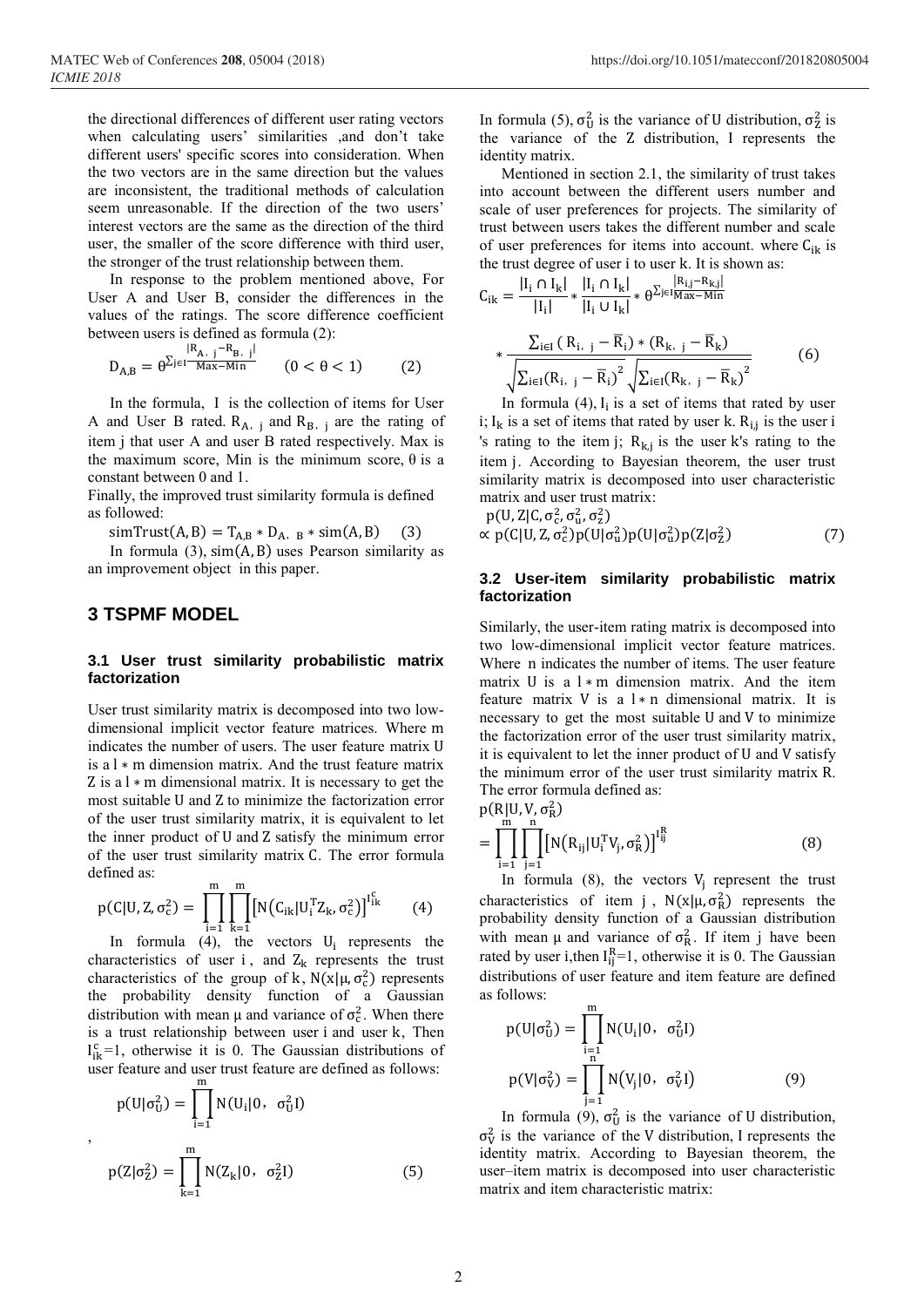the directional differences of different user rating vectors when calculating users' similarities ,and don't take different users' specific scores into consideration. When the two vectors are in the same direction but the values are inconsistent, the traditional methods of calculation seem unreasonable. If the direction of the two users' interest vectors are the same as the direction of the third user, the smaller of the score difference with third user, the stronger of the trust relationship between them.

In response to the problem mentioned above, For User A and User B, consider the differences in the values of the ratings. The score difference coefficient between users is defined as formula (2):

$$D_{A,B} = \theta^{\sum_{j \in I} \frac{|R_{A,\ j} - R_{B,\ j}|}{Max - Min}} \qquad (0 < \theta < 1) \qquad (2)$$

In the formula, I is the collection of items for User A and User B rated. $R_{A,\ j}$ and $R_{B,\ j}$ are the rating of item j that user A and user B rated respectively. Max is the maximum score, Min is the minimum score, θ is a constant between 0 and 1.

Finally, the improved trust similarity formula is defined as followed:

$$simTrust(A, B) = T_{A,B} * D_{A,\ B} * sim(A, B) \qquad (3)$$

In formula (3), $sim(A, B)$ uses Pearson similarity as an improvement object in this paper.

## 3 TSPMF MODEL

### 3.1 User trust similarity probabilistic matrix factorization

User trust similarity matrix is decomposed into two low-dimensional implicit vector feature matrices. Where m indicates the number of users. The user feature matrix U is a $l * m$ dimension matrix. And the trust feature matrix Z is a $l * m$ dimensional matrix. It is necessary to get the most suitable U and Z to minimize the factorization error of the user trust similarity matrix, it is equivalent to let the inner product of U and Z satisfy the minimum error of the user trust similarity matrix C. The error formula defined as:

$$p(C|U, Z, \sigma_c^2) = \prod_{i=1}^{m}\prod_{k=1}^{m}\left[N\left(C_{ik}|U_i^T Z_k, \sigma_c^2\right)\right]^{I_{ik}^c} \qquad (4)$$

In formula (4), the vectors $U_i$ represents the characteristics of user i, and $Z_k$ represents the trust characteristics of the group of k, $N(x|\mu, \sigma_c^2)$ represents the probability density function of a Gaussian distribution with mean μ and variance of $\sigma_c^2$. When there is a trust relationship between user i and user k, Then $I_{ik}^c$=1, otherwise it is 0. The Gaussian distributions of user feature and user trust feature are defined as follows:

$$p(U|\sigma_U^2) = \prod_{i=1}^{m} N(U_i|0,\ \sigma_U^2 I)$$

,

$$p(Z|\sigma_Z^2) = \prod_{k=1}^{m} N(Z_k|0,\ \sigma_Z^2 I) \qquad (5)$$

In formula (5), $\sigma_U^2$ is the variance of U distribution, $\sigma_Z^2$ is the variance of the Z distribution, I represents the identity matrix.

Mentioned in section 2.1, the similarity of trust takes into account between the different users number and scale of user preferences for projects. The similarity of trust between users takes the different number and scale of user preferences for items into account. where $C_{ik}$ is the trust degree of user i to user k. It is shown as:

$$C_{ik} = \frac{|I_i \cap I_k|}{|I_i|} * \frac{|I_i \cap I_k|}{|I_i \cup I_k|} * \theta^{\sum_{j \in I} \frac{|R_{i,j} - R_{k,j}|}{Max - Min}} * \frac{\sum_{i \in I}(R_{i,\ j} - \bar{R}_i) * (R_{k,\ j} - \bar{R}_k)}{\sqrt{\sum_{i \in I}(R_{i,\ j} - \bar{R}_i)^2}\sqrt{\sum_{i \in I}(R_{k,\ j} - \bar{R}_k)^2}} \qquad (6)$$

In formula (4), $I_i$ is a set of items that rated by user i; $I_k$ is a set of items that rated by user k. $R_{i,j}$ is the user i 's rating to the item j; $R_{k,j}$ is the user k's rating to the item j. According to Bayesian theorem, the user trust similarity matrix is decomposed into user characteristic matrix and user trust matrix:

$$p(U, Z|C, \sigma_c^2, \sigma_u^2, \sigma_z^2) \propto p(C|U, Z, \sigma_c^2)p(U|\sigma_u^2)p(U|\sigma_u^2)p(Z|\sigma_Z^2) \qquad (7)$$

### 3.2 User-item similarity probabilistic matrix factorization

Similarly, the user-item rating matrix is decomposed into two low-dimensional implicit vector feature matrices. Where n indicates the number of items. The user feature matrix U is a $l * m$ dimension matrix. And the item feature matrix V is a $l * n$ dimensional matrix. It is necessary to get the most suitable U and V to minimize the factorization error of the user trust similarity matrix, it is equivalent to let the inner product of U and V satisfy the minimum error of the user trust similarity matrix R. The error formula defined as:

$$p(R|U, V, \sigma_R^2) = \prod_{i=1}^{m}\prod_{j=1}^{n}\left[N\left(R_{ij}|U_i^T V_j, \sigma_R^2\right)\right]^{I_{ij}^R} \qquad (8)$$

In formula (8), the vectors $V_j$ represent the trust characteristics of item j, $N(x|\mu, \sigma_R^2)$ represents the probability density function of a Gaussian distribution with mean μ and variance of $\sigma_R^2$. If item j have been rated by user i,then $I_{ij}^R$=1, otherwise it is 0. The Gaussian distributions of user feature and item feature are defined as follows:

$$p(U|\sigma_U^2) = \prod_{i=1}^{m} N(U_i|0,\ \sigma_U^2 I)$$

$$p(V|\sigma_V^2) = \prod_{j=1}^{n} N(V_j|0,\ \sigma_V^2 I) \qquad (9)$$

In formula (9), $\sigma_U^2$ is the variance of U distribution, $\sigma_V^2$ is the variance of the V distribution, I represents the identity matrix. According to Bayesian theorem, the user–item matrix is decomposed into user characteristic matrix and item characteristic matrix: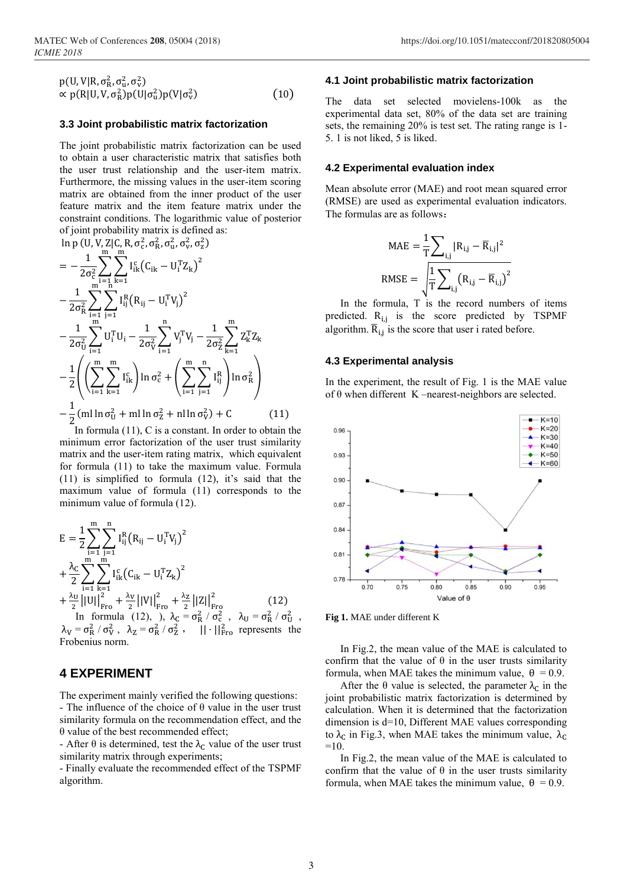$$p(U, V|R, \sigma_R^2, \sigma_u^2, \sigma_v^2) \propto p(R|U, V, \sigma_R^2)p(U|\sigma_u^2)p(V|\sigma_v^2) \tag{10}$$

### 3.3 Joint probabilistic matrix factorization

The joint probabilistic matrix factorization can be used to obtain a user characteristic matrix that satisfies both the user trust relationship and the user-item matrix. Furthermore, the missing values in the user-item scoring matrix are obtained from the inner product of the user feature matrix and the item feature matrix under the constraint conditions. The logarithmic value of posterior of joint probability matrix is defined as:

$$\begin{aligned}
&\ln p\,(U, V, Z|C, R, \sigma_c^2, \sigma_R^2, \sigma_u^2, \sigma_v^2, \sigma_z^2) \\
&= -\frac{1}{2\sigma_c^2}\sum_{i=1}^{m}\sum_{k=1}^{m} I_{ik}^{c}\left(C_{ik} - U_i^T Z_k\right)^2 \\
&-\frac{1}{2\sigma_R^2}\sum_{i=1}^{m}\sum_{j=1}^{n} I_{ij}^{R}\left(R_{ij} - U_i^T V_j\right)^2 \\
&-\frac{1}{2\sigma_U^2}\sum_{i=1}^{m} U_i^T U_i - \frac{1}{2\sigma_V^2}\sum_{i=1}^{n} V_j^T V_j - \frac{1}{2\sigma_Z^2}\sum_{k=1}^{m} Z_k^T Z_k \\
&-\frac{1}{2}\left(\left(\sum_{i=1}^{m}\sum_{k=1}^{m} I_{ik}^{c}\right)\ln\sigma_c^2 + \left(\sum_{i=1}^{m}\sum_{j=1}^{n} I_{ij}^{R}\right)\ln\sigma_R^2\right) \\
&-\frac{1}{2}(ml\ln\sigma_U^2 + ml\ln\sigma_Z^2 + nl\ln\sigma_V^2) + C
\end{aligned} \tag{11}$$

In formula (11), C is a constant. In order to obtain the minimum error factorization of the user trust similarity matrix and the user-item rating matrix, which equivalent for formula (11) to take the maximum value. Formula (11) is simplified to formula (12), it's said that the maximum value of formula (11) corresponds to the minimum value of formula (12).

$$\begin{aligned}
E &= \frac{1}{2}\sum_{i=1}^{m}\sum_{j=1}^{n} I_{ij}^{R}\left(R_{ij} - U_i^T V_j\right)^2 \\
&+ \frac{\lambda_C}{2}\sum_{i=1}^{m}\sum_{k=1}^{m} I_{ik}^{c}\left(C_{ik} - U_i^T Z_k\right)^2 \\
&+ \frac{\lambda_U}{2}||U||_{Fro}^2 + \frac{\lambda_V}{2}||V||_{Fro}^2 + \frac{\lambda_Z}{2}||Z||_{Fro}^2
\end{aligned} \tag{12}$$

In formula (12), ), $\lambda_C = \sigma_R^2 / \sigma_c^2$, $\lambda_U = \sigma_R^2 / \sigma_U^2$, $\lambda_V = \sigma_R^2 / \sigma_V^2$, $\lambda_Z = \sigma_R^2 / \sigma_Z^2$, $||\cdot||_{Fro}^2$ represents the Frobenius norm.

## 4 EXPERIMENT

The experiment mainly verified the following questions:

- The influence of the choice of θ value in the user trust similarity formula on the recommendation effect, and the θ value of the best recommended effect;
- After θ is determined, test the $\lambda_C$ value of the user trust similarity matrix through experiments;
- Finally evaluate the recommended effect of the TSPMF algorithm.

### 4.1 Joint probabilistic matrix factorization

The data set selected movielens-100k as the experimental data set, 80% of the data set are training sets, the remaining 20% is test set. The rating range is 1-5. 1 is not liked, 5 is liked.

### 4.2 Experimental evaluation index

Mean absolute error (MAE) and root mean squared error (RMSE) are used as experimental evaluation indicators. The formulas are as follows：

$$MAE = \frac{1}{T}\sum_{i,j}|R_{i,j} - \bar{R}_{i,j}|^2$$

$$RMSE = \sqrt{\frac{1}{T}\sum_{i,j}\left(R_{i,j} - \bar{R}_{i,j}\right)^2}$$

In the formula, T is the record numbers of items predicted. $R_{i,j}$ is the score predicted by TSPMF algorithm. $\bar{R}_{i,j}$ is the score that user i rated before.

### 4.3 Experimental analysis

In the experiment, the result of Fig. 1 is the MAE value of θ when different K –nearest-neighbors are selected.

**Fig 1.** MAE under different K

In Fig.2, the mean value of the MAE is calculated to confirm that the value of θ in the user trusts similarity formula, when MAE takes the minimum value, θ = 0.9.

After the θ value is selected, the parameter $\lambda_C$ in the joint probabilistic matrix factorization is determined by calculation. When it is determined that the factorization dimension is d=10, Different MAE values corresponding to $\lambda_C$ in Fig.3, when MAE takes the minimum value, $\lambda_C$ =10.

In Fig.2, the mean value of the MAE is calculated to confirm that the value of θ in the user trusts similarity formula, when MAE takes the minimum value, θ = 0.9.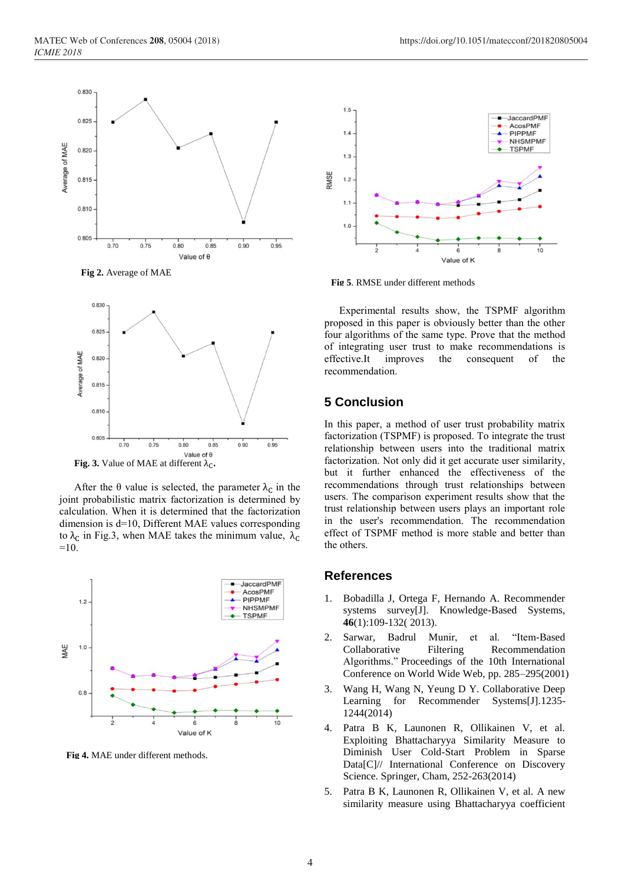Fig 2. Average of MAE

Fig. 3. Value of MAE at different $\lambda_C$.

After the θ value is selected, the parameter $\lambda_C$ in the joint probabilistic matrix factorization is determined by calculation. When it is determined that the factorization dimension is d=10, Different MAE values corresponding to $\lambda_C$ in Fig.3, when MAE takes the minimum value, $\lambda_C$ =10.

Fig 4. MAE under different methods.

Fig 5. RMSE under different methods

Experimental results show, the TSPMF algorithm proposed in this paper is obviously better than the other four algorithms of the same type. Prove that the method of integrating user trust to make recommendations is effective.It improves the consequent of the recommendation.

## 5 Conclusion

In this paper, a method of user trust probability matrix factorization (TSPMF) is proposed. To integrate the trust relationship between users into the traditional matrix factorization. Not only did it get accurate user similarity, but it further enhanced the effectiveness of the recommendations through trust relationships between users. The comparison experiment results show that the trust relationship between users plays an important role in the user's recommendation. The recommendation effect of TSPMF method is more stable and better than the others.

## References

1. Bobadilla J, Ortega F, Hernando A. Recommender systems survey[J]. Knowledge-Based Systems, **46**(1):109-132( 2013).
2. Sarwar, Badrul Munir, et al. "Item-Based Collaborative Filtering Recommendation Algorithms." Proceedings of the 10th International Conference on World Wide Web, pp. 285–295(2001)
3. Wang H, Wang N, Yeung D Y. Collaborative Deep Learning for Recommender Systems[J].1235-1244(2014)
4. Patra B K, Launonen R, Ollikainen V, et al. Exploiting Bhattacharyya Similarity Measure to Diminish User Cold-Start Problem in Sparse Data[C]// International Conference on Discovery Science. Springer, Cham, 252-263(2014)
5. Patra B K, Launonen R, Ollikainen V, et al. A new similarity measure using Bhattacharyya coefficient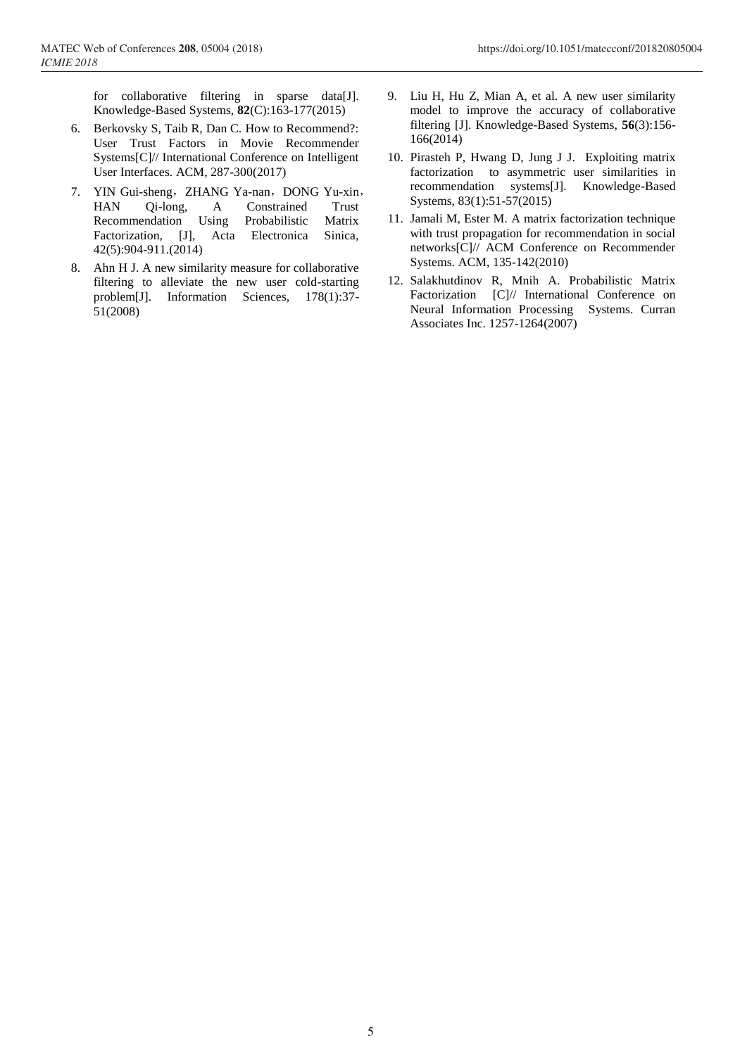for collaborative filtering in sparse data[J]. Knowledge-Based Systems, **82**(C):163-177(2015)

6. Berkovsky S, Taib R, Dan C. How to Recommend?: User Trust Factors in Movie Recommender Systems[C]// International Conference on Intelligent User Interfaces. ACM, 287-300(2017)
7. YIN Gui-sheng，ZHANG Ya-nan，DONG Yu-xin，HAN Qi-long, A Constrained Trust Recommendation Using Probabilistic Matrix Factorization, [J], Acta Electronica Sinica, 42(5):904-911.(2014)
8. Ahn H J. A new similarity measure for collaborative filtering to alleviate the new user cold-starting problem[J]. Information Sciences, 178(1):37-51(2008)
9. Liu H, Hu Z, Mian A, et al. A new user similarity model to improve the accuracy of collaborative filtering [J]. Knowledge-Based Systems, **56**(3):156-166(2014)
10. Pirasteh P, Hwang D, Jung J J. Exploiting matrix factorization to asymmetric user similarities in recommendation systems[J]. Knowledge-Based Systems, 83(1):51-57(2015)
11. Jamali M, Ester M. A matrix factorization technique with trust propagation for recommendation in social networks[C]// ACM Conference on Recommender Systems. ACM, 135-142(2010)
12. Salakhutdinov R, Mnih A. Probabilistic Matrix Factorization [C]// International Conference on Neural Information Processing Systems. Curran Associates Inc. 1257-1264(2007)